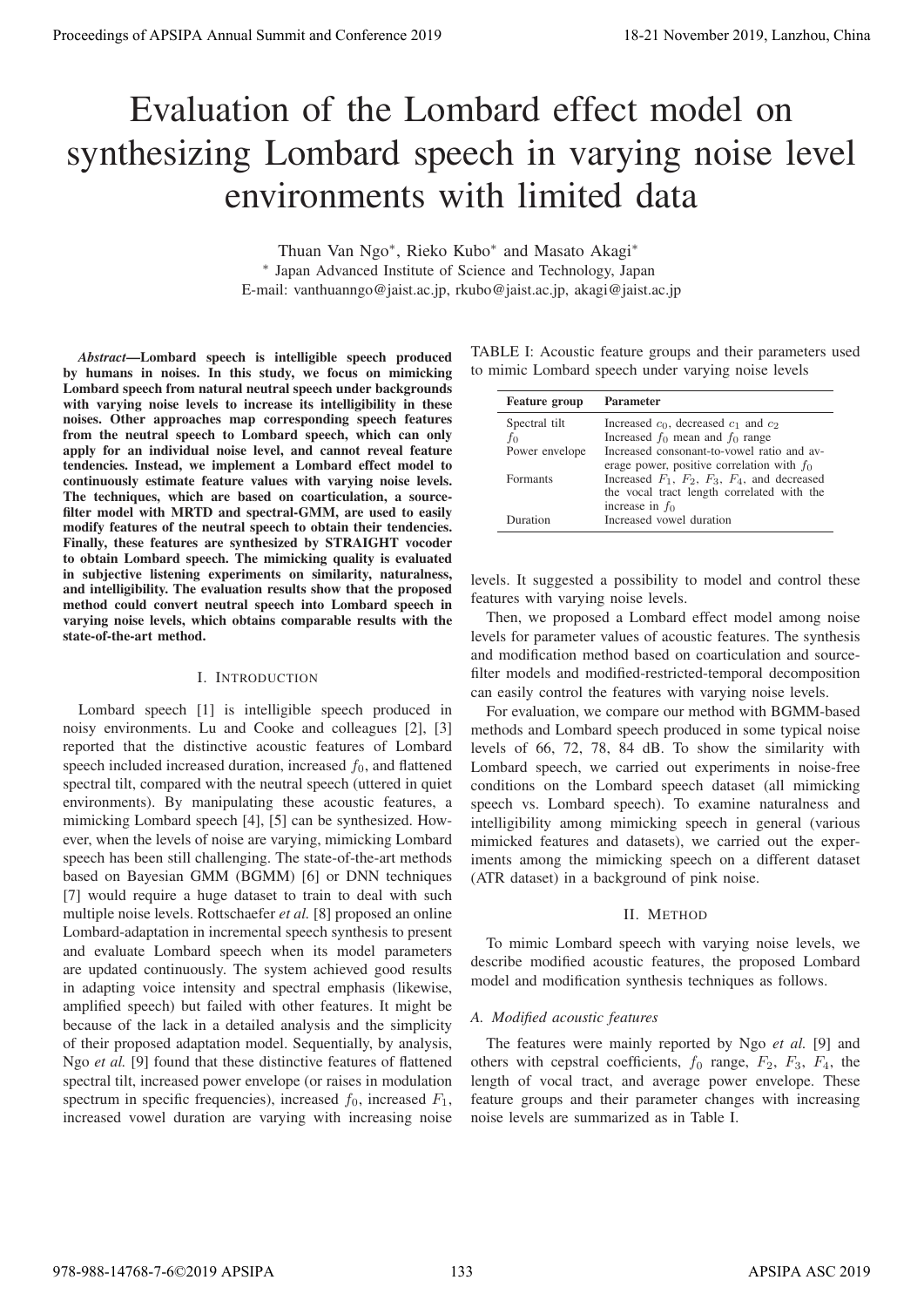# Evaluation of the Lombard effect model on synthesizing Lombard speech in varying noise level environments with limited data

Thuan Van Ngo*, Rieko Kubo* and Masato Akagi*

* Japan Advanced Institute of Science and Technology, Japan

E-mail: vanthuanngo@jaist.ac.jp, rkubo@jaist.ac.jp, akagi@jaist.ac.jp

***Abstract*—Lombard speech is intelligible speech produced by humans in noises. In this study, we focus on mimicking Lombard speech from natural neutral speech under backgrounds with varying noise levels to increase its intelligibility in these noises. Other approaches map corresponding speech features from the neutral speech to Lombard speech, which can only apply for an individual noise level, and cannot reveal feature tendencies. Instead, we implement a Lombard effect model to continuously estimate feature values with varying noise levels. The techniques, which are based on coarticulation, a source-filter model with MRTD and spectral-GMM, are used to easily modify features of the neutral speech to obtain their tendencies. Finally, these features are synthesized by STRAIGHT vocoder to obtain Lombard speech. The mimicking quality is evaluated in subjective listening experiments on similarity, naturalness, and intelligibility. The evaluation results show that the proposed method could convert neutral speech into Lombard speech in varying noise levels, which obtains comparable results with the state-of-the-art method.**

## I. Introduction

Lombard speech [1] is intelligible speech produced in noisy environments. Lu and Cooke and colleagues [2], [3] reported that the distinctive acoustic features of Lombard speech included increased duration, increased $f_0$, and flattened spectral tilt, compared with the neutral speech (uttered in quiet environments). By manipulating these acoustic features, a mimicking Lombard speech [4], [5] can be synthesized. However, when the levels of noise are varying, mimicking Lombard speech has been still challenging. The state-of-the-art methods based on Bayesian GMM (BGMM) [6] or DNN techniques [7] would require a huge dataset to train to deal with such multiple noise levels. Rottschaefer *et al.* [8] proposed an online Lombard-adaptation in incremental speech synthesis to present and evaluate Lombard speech when its model parameters are updated continuously. The system achieved good results in adapting voice intensity and spectral emphasis (likewise, amplified speech) but failed with other features. It might be because of the lack in a detailed analysis and the simplicity of their proposed adaptation model. Sequentially, by analysis, Ngo *et al.* [9] found that these distinctive features of flattened spectral tilt, increased power envelope (or raises in modulation spectrum in specific frequencies), increased $f_0$, increased $F_1$, increased vowel duration are varying with increasing noise levels. It suggested a possibility to model and control these features with varying noise levels.

Then, we proposed a Lombard effect model among noise levels for parameter values of acoustic features. The synthesis and modification method based on coarticulation and source-filter models and modified-restricted-temporal decomposition can easily control the features with varying noise levels.

For evaluation, we compare our method with BGMM-based methods and Lombard speech produced in some typical noise levels of 66, 72, 78, 84 dB. To show the similarity with Lombard speech, we carried out experiments in noise-free conditions on the Lombard speech dataset (all mimicking speech vs. Lombard speech). To examine naturalness and intelligibility among mimicking speech in general (various mimicked features and datasets), we carried out the experiments among the mimicking speech on a different dataset (ATR dataset) in a background of pink noise.

TABLE I: Acoustic feature groups and their parameters used to mimic Lombard speech under varying noise levels

| Feature group | Parameter |
|---|---|
| Spectral tilt | Increased $c_0$, decreased $c_1$ and $c_2$ |
| $f_0$ | Increased $f_0$ mean and $f_0$ range |
| Power envelope | Increased consonant-to-vowel ratio and average power, positive correlation with $f_0$ |
| Formants | Increased $F_1$, $F_2$, $F_3$, $F_4$, and decreased the vocal tract length correlated with the increase in $f_0$ |
| Duration | Increased vowel duration |

## II. Method

To mimic Lombard speech with varying noise levels, we describe modified acoustic features, the proposed Lombard model and modification synthesis techniques as follows.

### A. Modified acoustic features

The features were mainly reported by Ngo *et al.* [9] and others with cepstral coefficients, $f_0$ range, $F_2$, $F_3$, $F_4$, the length of vocal tract, and average power envelope. These feature groups and their parameter changes with increasing noise levels are summarized as in Table I.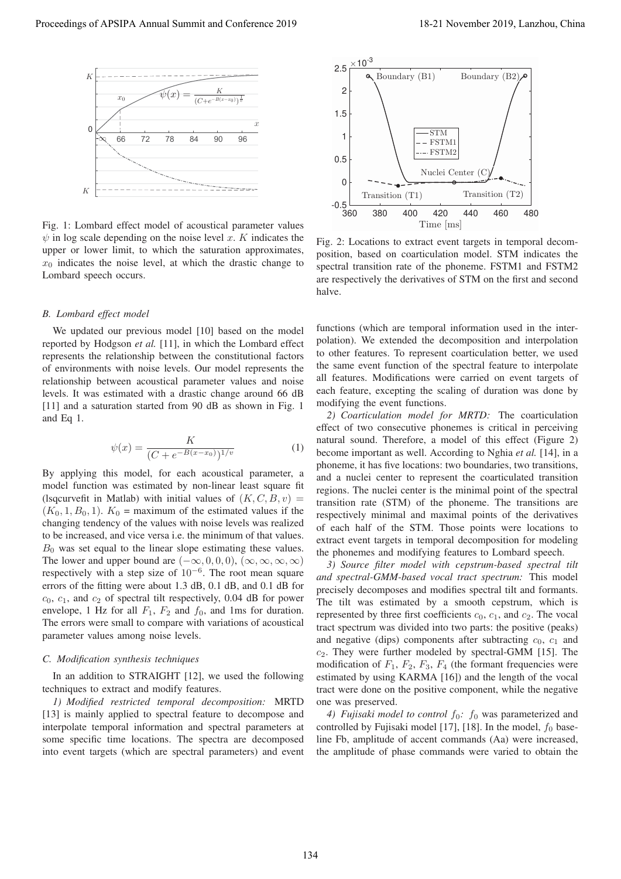Fig. 1: Lombard effect model of acoustical parameter values $\psi$ in log scale depending on the noise level $x$. $K$ indicates the upper or lower limit, to which the saturation approximates, $x_0$ indicates the noise level, at which the drastic change to Lombard speech occurs.

### B. Lombard effect model

We updated our previous model [10] based on the model reported by Hodgson *et al.* [11], in which the Lombard effect represents the relationship between the constitutional factors of environments with noise levels. Our model represents the relationship between acoustical parameter values and noise levels. It was estimated with a drastic change around 66 dB [11] and a saturation started from 90 dB as shown in Fig. 1 and Eq 1.

$$\psi(x) = \frac{K}{\left(C + e^{-B(x-x_0)}\right)^{1/v}} \tag{1}$$

By applying this model, for each acoustical parameter, a model function was estimated by non-linear least square fit (lsqcurvefit in Matlab) with initial values of $(K, C, B, v) = (K_0, 1, B_0, 1)$. $K_0$ = maximum of the estimated values if the changing tendency of the values with noise levels was realized to be increased, and vice versa i.e. the minimum of that values. $B_0$ was set equal to the linear slope estimating these values. The lower and upper bound are $(-\infty, 0, 0, 0)$, $(\infty, \infty, \infty, \infty)$ respectively with a step size of $10^{-6}$. The root mean square errors of the fitting were about 1.3 dB, 0.1 dB, and 0.1 dB for $c_0$, $c_1$, and $c_2$ of spectral tilt respectively, 0.04 dB for power envelope, 1 Hz for all $F_1$, $F_2$ and $f_0$, and 1ms for duration. The errors were small to compare with variations of acoustical parameter values among noise levels.

### C. Modification synthesis techniques

In an addition to STRAIGHT [12], we used the following techniques to extract and modify features.

*1) Modified restricted temporal decomposition:* MRTD [13] is mainly applied to spectral feature to decompose and interpolate temporal information and spectral parameters at some specific time locations. The spectra are decomposed into event targets (which are spectral parameters) and event functions (which are temporal information used in the interpolation). We extended the decomposition and interpolation to other features. To represent coarticulation better, we used the same event function of the spectral feature to interpolate all features. Modifications were carried on event targets of each feature, excepting the scaling of duration was done by modifying the event functions.

Fig. 2: Locations to extract event targets in temporal decomposition, based on coarticulation model. STM indicates the spectral transition rate of the phoneme. FSTM1 and FSTM2 are respectively the derivatives of STM on the first and second halve.

*2) Coarticulation model for MRTD:* The coarticulation effect of two consecutive phonemes is critical in perceiving natural sound. Therefore, a model of this effect (Figure 2) become important as well. According to Nghia *et al.* [14], in a phoneme, it has five locations: two boundaries, two transitions, and a nuclei center to represent the coarticulated transition regions. The nuclei center is the minimal point of the spectral transition rate (STM) of the phoneme. The transitions are respectively minimal and maximal points of the derivatives of each half of the STM. Those points were locations to extract event targets in temporal decomposition for modeling the phonemes and modifying features to Lombard speech.

*3) Source filter model with cepstrum-based spectral tilt and spectral-GMM-based vocal tract spectrum:* This model precisely decomposes and modifies spectral tilt and formants. The tilt was estimated by a smooth cepstrum, which is represented by three first coefficients $c_0$, $c_1$, and $c_2$. The vocal tract spectrum was divided into two parts: the positive (peaks) and negative (dips) components after subtracting $c_0$, $c_1$ and $c_2$. They were further modeled by spectral-GMM [15]. The modification of $F_1$, $F_2$, $F_3$, $F_4$ (the formant frequencies were estimated by using KARMA [16]) and the length of the vocal tract were done on the positive component, while the negative one was preserved.

*4) Fujisaki model to control $f_0$:* $f_0$ was parameterized and controlled by Fujisaki model [17], [18]. In the model, $f_0$ baseline Fb, amplitude of accent commands (Aa) were increased, the amplitude of phase commands were varied to obtain the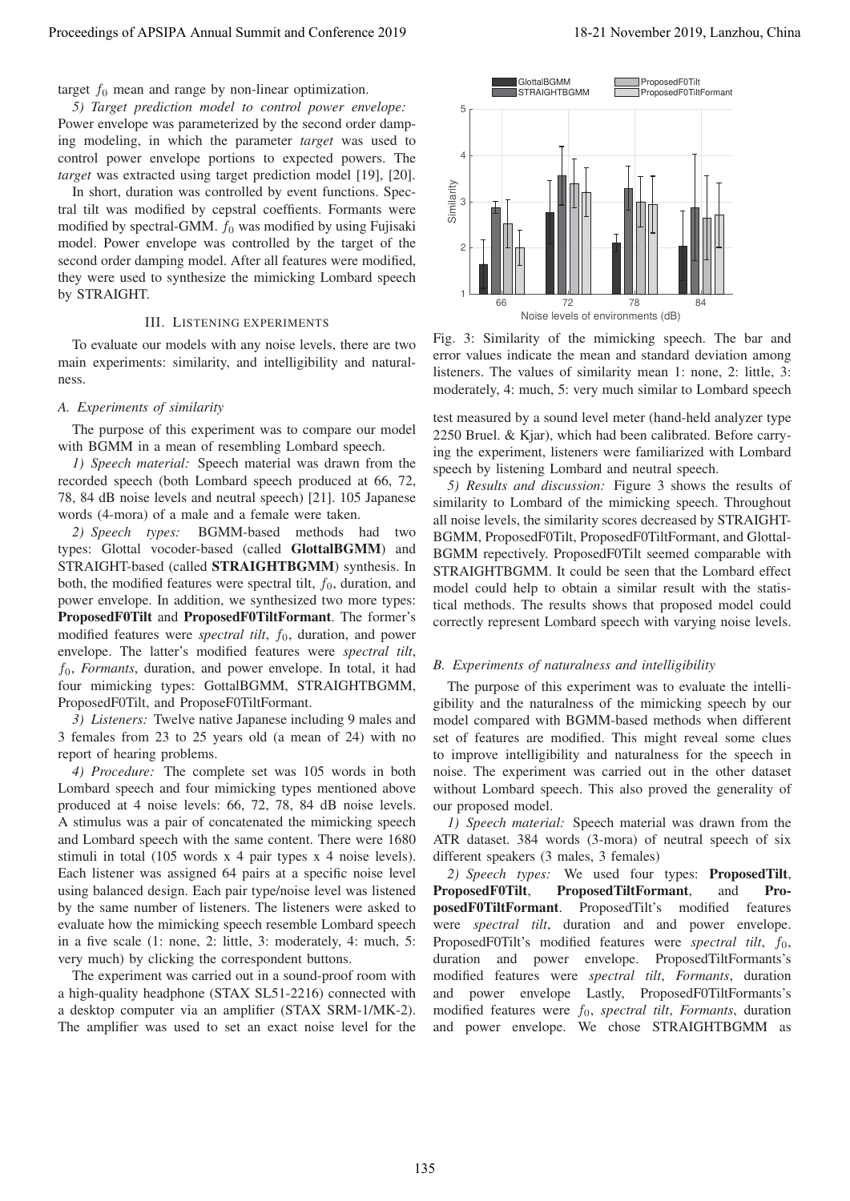target $f_0$ mean and range by non-linear optimization.

*5) Target prediction model to control power envelope:* Power envelope was parameterized by the second order damping modeling, in which the parameter *target* was used to control power envelope portions to expected powers. The *target* was extracted using target prediction model [19], [20].

In short, duration was controlled by event functions. Spectral tilt was modified by cepstral coeffients. Formants were modified by spectral-GMM. $f_0$ was modified by using Fujisaki model. Power envelope was controlled by the target of the second order damping model. After all features were modified, they were used to synthesize the mimicking Lombard speech by STRAIGHT.

## III. Listening experiments

To evaluate our models with any noise levels, there are two main experiments: similarity, and intelligibility and naturalness.

### A. Experiments of similarity

The purpose of this experiment was to compare our model with BGMM in a mean of resembling Lombard speech.

*1) Speech material:* Speech material was drawn from the recorded speech (both Lombard speech produced at 66, 72, 78, 84 dB noise levels and neutral speech) [21]. 105 Japanese words (4-mora) of a male and a female were taken.

*2) Speech types:* BGMM-based methods had two types: Glottal vocoder-based (called **GlottalBGMM**) and STRAIGHT-based (called **STRAIGHTBGMM**) synthesis. In both, the modified features were spectral tilt, $f_0$, duration, and power envelope. In addition, we synthesized two more types: **ProposedF0Tilt** and **ProposedF0TiltFormant**. The former's modified features were *spectral tilt*, $f_0$, duration, and power envelope. The latter's modified features were *spectral tilt*, $f_0$, *Formants*, duration, and power envelope. In total, it had four mimicking types: GottalBGMM, STRAIGHTBGMM, ProposedF0Tilt, and ProposeF0TiltFormant.

*3) Listeners:* Twelve native Japanese including 9 males and 3 females from 23 to 25 years old (a mean of 24) with no report of hearing problems.

*4) Procedure:* The complete set was 105 words in both Lombard speech and four mimicking types mentioned above produced at 4 noise levels: 66, 72, 78, 84 dB noise levels. A stimulus was a pair of concatenated the mimicking speech and Lombard speech with the same content. There were 1680 stimuli in total (105 words x 4 pair types x 4 noise levels). Each listener was assigned 64 pairs at a specific noise level using balanced design. Each pair type/noise level was listened by the same number of listeners. The listeners were asked to evaluate how the mimicking speech resemble Lombard speech in a five scale (1: none, 2: little, 3: moderately, 4: much, 5: very much) by clicking the correspondent buttons.

The experiment was carried out in a sound-proof room with a high-quality headphone (STAX SL51-2216) connected with a desktop computer via an amplifier (STAX SRM-1/MK-2). The amplifier was used to set an exact noise level for the test measured by a sound level meter (hand-held analyzer type 2250 Bruel. & Kjar), which had been calibrated. Before carrying the experiment, listeners were familiarized with Lombard speech by listening Lombard and neutral speech.

Fig. 3: Similarity of the mimicking speech. The bar and error values indicate the mean and standard deviation among listeners. The values of similarity mean 1: none, 2: little, 3: moderately, 4: much, 5: very much similar to Lombard speech

*5) Results and discussion:* Figure 3 shows the results of similarity to Lombard of the mimicking speech. Throughout all noise levels, the similarity scores decreased by STRAIGHTBGMM, ProposedF0Tilt, ProposedF0TiltFormant, and GlottalBGMM repectively. ProposedF0Tilt seemed comparable with STRAIGHTBGMM. It could be seen that the Lombard effect model could help to obtain a similar result with the statistical methods. The results shows that proposed model could correctly represent Lombard speech with varying noise levels.

### B. Experiments of naturalness and intelligibility

The purpose of this experiment was to evaluate the intelligibility and the naturalness of the mimicking speech by our model compared with BGMM-based methods when different set of features are modified. This might reveal some clues to improve intelligibility and naturalness for the speech in noise. The experiment was carried out in the other dataset without Lombard speech. This also proved the generality of our proposed model.

*1) Speech material:* Speech material was drawn from the ATR dataset. 384 words (3-mora) of neutral speech of six different speakers (3 males, 3 females)

*2) Speech types:* We used four types: **ProposedTilt**, **ProposedF0Tilt**, **ProposedTiltFormant**, and **ProposedF0TiltFormant**. ProposedTilt's modified features were *spectral tilt*, duration and and power envelope. ProposedF0Tilt's modified features were *spectral tilt*, $f_0$, duration and power envelope. ProposedTiltFormants's modified features were *spectral tilt*, *Formants*, duration and power envelope Lastly, ProposedF0TiltFormants's modified features were $f_0$, *spectral tilt*, *Formants*, duration and power envelope. We chose STRAIGHTBGMM as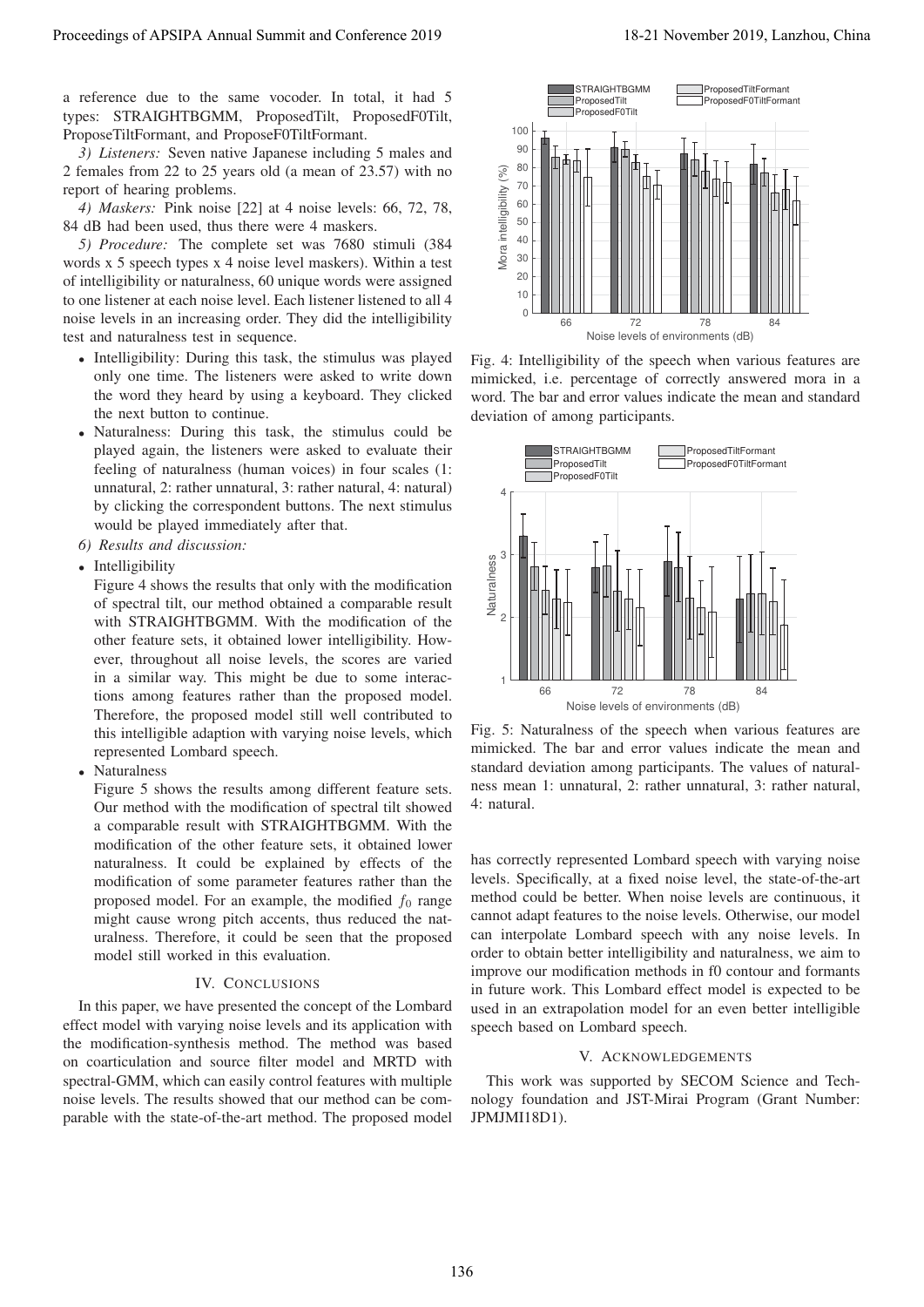a reference due to the same vocoder. In total, it had 5 types: STRAIGHTBGMM, ProposedTilt, ProposedF0Tilt, ProposeTiltFormant, and ProposeF0TiltFormant.

*3) Listeners:* Seven native Japanese including 5 males and 2 females from 22 to 25 years old (a mean of 23.57) with no report of hearing problems.

*4) Maskers:* Pink noise [22] at 4 noise levels: 66, 72, 78, 84 dB had been used, thus there were 4 maskers.

*5) Procedure:* The complete set was 7680 stimuli (384 words x 5 speech types x 4 noise level maskers). Within a test of intelligibility or naturalness, 60 unique words were assigned to one listener at each noise level. Each listener listened to all 4 noise levels in an increasing order. They did the intelligibility test and naturalness test in sequence.

- Intelligibility: During this task, the stimulus was played only one time. The listeners were asked to write down the word they heard by using a keyboard. They clicked the next button to continue.
- Naturalness: During this task, the stimulus could be played again, the listeners were asked to evaluate their feeling of naturalness (human voices) in four scales (1: unnatural, 2: rather unnatural, 3: rather natural, 4: natural) by clicking the correspondent buttons. The next stimulus would be played immediately after that.

*6) Results and discussion:*

- Intelligibility
  Figure 4 shows the results that only with the modification of spectral tilt, our method obtained a comparable result with STRAIGHTBGMM. With the modification of the other feature sets, it obtained lower intelligibility. However, throughout all noise levels, the scores are varied in a similar way. This might be due to some interactions among features rather than the proposed model. Therefore, the proposed model still well contributed to this intelligible adaption with varying noise levels, which represented Lombard speech.
- Naturalness
  Figure 5 shows the results among different feature sets. Our method with the modification of spectral tilt showed a comparable result with STRAIGHTBGMM. With the modification of the other feature sets, it obtained lower naturalness. It could be explained by effects of the modification of some parameter features rather than the proposed model. For an example, the modified $f_0$ range might cause wrong pitch accents, thus reduced the naturalness. Therefore, it could be seen that the proposed model still worked in this evaluation.

Fig. 4: Intelligibility of the speech when various features are mimicked, i.e. percentage of correctly answered mora in a word. The bar and error values indicate the mean and standard deviation of among participants.

Fig. 5: Naturalness of the speech when various features are mimicked. The bar and error values indicate the mean and standard deviation among participants. The values of naturalness mean 1: unnatural, 2: rather unnatural, 3: rather natural, 4: natural.

## IV. Conclusions

In this paper, we have presented the concept of the Lombard effect model with varying noise levels and its application with the modification-synthesis method. The method was based on coarticulation and source filter model and MRTD with spectral-GMM, which can easily control features with multiple noise levels. The results showed that our method can be comparable with the state-of-the-art method. The proposed model has correctly represented Lombard speech with varying noise levels. Specifically, at a fixed noise level, the state-of-the-art method could be better. When noise levels are continuous, it cannot adapt features to the noise levels. Otherwise, our model can interpolate Lombard speech with any noise levels. In order to obtain better intelligibility and naturalness, we aim to improve our modification methods in f0 contour and formants in future work. This Lombard effect model is expected to be used in an extrapolation model for an even better intelligible speech based on Lombard speech.

## V. Acknowledgements

This work was supported by SECOM Science and Technology foundation and JST-Mirai Program (Grant Number: JPMJMI18D1).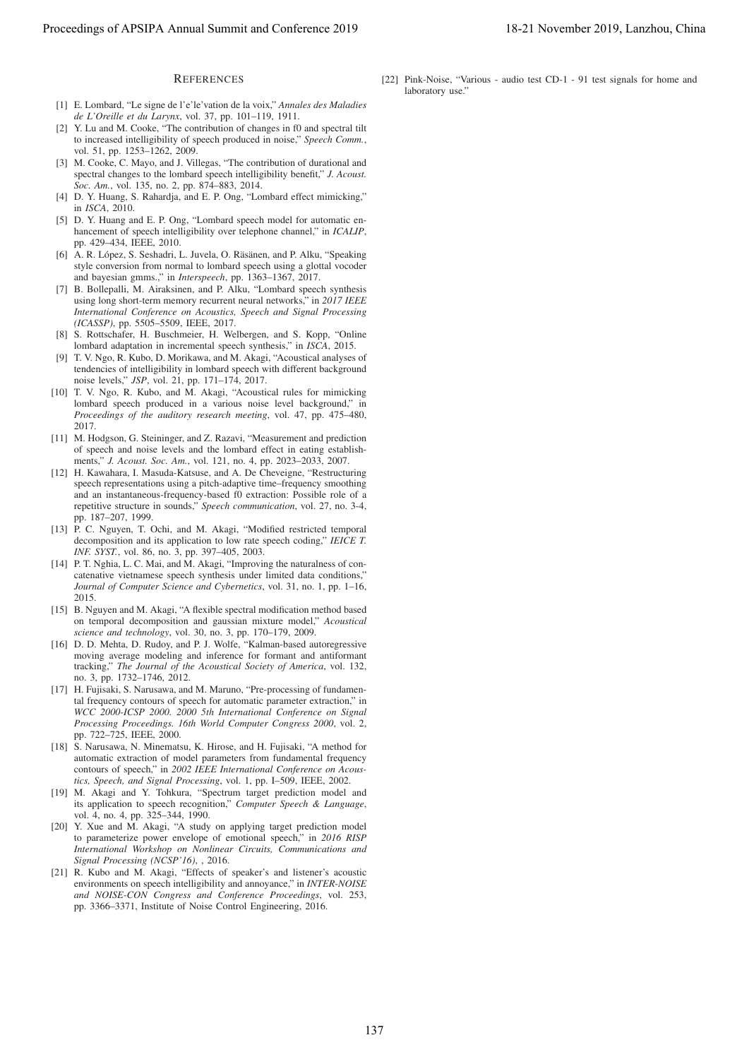## References

[1] E. Lombard, "Le signe de l'e'le'vation de la voix," *Annales des Maladies de L'Oreille et du Larynx*, vol. 37, pp. 101–119, 1911.

[2] Y. Lu and M. Cooke, "The contribution of changes in f0 and spectral tilt to increased intelligibility of speech produced in noise," *Speech Comm.*, vol. 51, pp. 1253–1262, 2009.

[3] M. Cooke, C. Mayo, and J. Villegas, "The contribution of durational and spectral changes to the lombard speech intelligibility benefit," *J. Acoust. Soc. Am.*, vol. 135, no. 2, pp. 874–883, 2014.

[4] D. Y. Huang, S. Rahardja, and E. P. Ong, "Lombard effect mimicking," in *ISCA*, 2010.

[5] D. Y. Huang and E. P. Ong, "Lombard speech model for automatic enhancement of speech intelligibility over telephone channel," in *ICALIP*, pp. 429–434, IEEE, 2010.

[6] A. R. López, S. Seshadri, L. Juvela, O. Räsänen, and P. Alku, "Speaking style conversion from normal to lombard speech using a glottal vocoder and bayesian gmms.," in *Interspeech*, pp. 1363–1367, 2017.

[7] B. Bollepalli, M. Airaksinen, and P. Alku, "Lombard speech synthesis using long short-term memory recurrent neural networks," in *2017 IEEE International Conference on Acoustics, Speech and Signal Processing (ICASSP)*, pp. 5505–5509, IEEE, 2017.

[8] S. Rottschafer, H. Buschmeier, H. Welbergen, and S. Kopp, "Online lombard adaptation in incremental speech synthesis," in *ISCA*, 2015.

[9] T. V. Ngo, R. Kubo, D. Morikawa, and M. Akagi, "Acoustical analyses of tendencies of intelligibility in lombard speech with different background noise levels," *JSP*, vol. 21, pp. 171–174, 2017.

[10] T. V. Ngo, R. Kubo, and M. Akagi, "Acoustical rules for mimicking lombard speech produced in a various noise level background," in *Proceedings of the auditory research meeting*, vol. 47, pp. 475–480, 2017.

[11] M. Hodgson, G. Steininger, and Z. Razavi, "Measurement and prediction of speech and noise levels and the lombard effect in eating establishments," *J. Acoust. Soc. Am.*, vol. 121, no. 4, pp. 2023–2033, 2007.

[12] H. Kawahara, I. Masuda-Katsuse, and A. De Cheveigne, "Restructuring speech representations using a pitch-adaptive time–frequency smoothing and an instantaneous-frequency-based f0 extraction: Possible role of a repetitive structure in sounds," *Speech communication*, vol. 27, no. 3-4, pp. 187–207, 1999.

[13] P. C. Nguyen, T. Ochi, and M. Akagi, "Modified restricted temporal decomposition and its application to low rate speech coding," *IEICE T. INF. SYST.*, vol. 86, no. 3, pp. 397–405, 2003.

[14] P. T. Nghia, L. C. Mai, and M. Akagi, "Improving the naturalness of concatenative vietnamese speech synthesis under limited data conditions," *Journal of Computer Science and Cybernetics*, vol. 31, no. 1, pp. 1–16, 2015.

[15] B. Nguyen and M. Akagi, "A flexible spectral modification method based on temporal decomposition and gaussian mixture model," *Acoustical science and technology*, vol. 30, no. 3, pp. 170–179, 2009.

[16] D. D. Mehta, D. Rudoy, and P. J. Wolfe, "Kalman-based autoregressive moving average modeling and inference for formant and antiformant tracking," *The Journal of the Acoustical Society of America*, vol. 132, no. 3, pp. 1732–1746, 2012.

[17] H. Fujisaki, S. Narusawa, and M. Maruno, "Pre-processing of fundamental frequency contours of speech for automatic parameter extraction," in *WCC 2000-ICSP 2000. 2000 5th International Conference on Signal Processing Proceedings. 16th World Computer Congress 2000*, vol. 2, pp. 722–725, IEEE, 2000.

[18] S. Narusawa, N. Minematsu, K. Hirose, and H. Fujisaki, "A method for automatic extraction of model parameters from fundamental frequency contours of speech," in *2002 IEEE International Conference on Acoustics, Speech, and Signal Processing*, vol. 1, pp. I–509, IEEE, 2002.

[19] M. Akagi and Y. Tohkura, "Spectrum target prediction model and its application to speech recognition," *Computer Speech & Language*, vol. 4, no. 4, pp. 325–344, 1990.

[20] Y. Xue and M. Akagi, "A study on applying target prediction model to parameterize power envelope of emotional speech," in *2016 RISP International Workshop on Nonlinear Circuits, Communications and Signal Processing (NCSP'16)*, , 2016.

[21] R. Kubo and M. Akagi, "Effects of speaker's and listener's acoustic environments on speech intelligibility and annoyance," in *INTER-NOISE and NOISE-CON Congress and Conference Proceedings*, vol. 253, pp. 3366–3371, Institute of Noise Control Engineering, 2016.

[22] Pink-Noise, "Various - audio test CD-1 - 91 test signals for home and laboratory use."